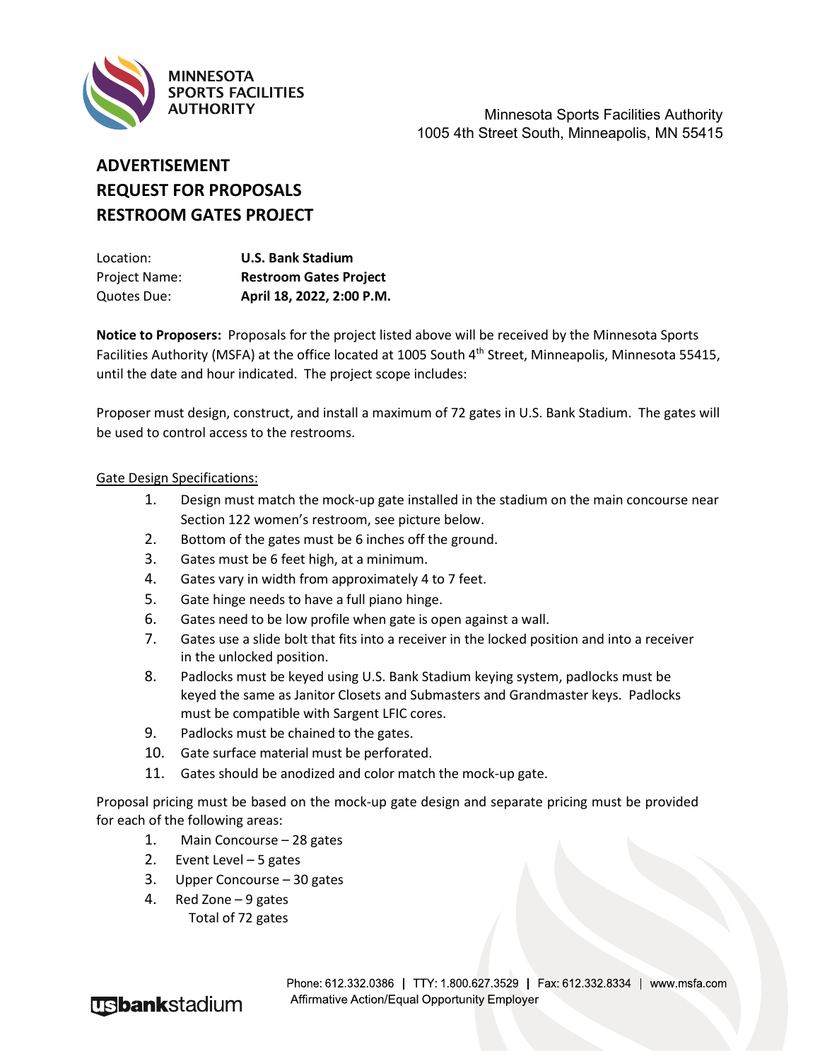MINNESOTA SPORTS FACILITIES AUTHORITY

Minnesota Sports Facilities Authority
1005 4th Street South, Minneapolis, MN 55415

# ADVERTISEMENT
# REQUEST FOR PROPOSALS
# RESTROOM GATES PROJECT

| | |
|---|---|
| Location: | **U.S. Bank Stadium** |
| Project Name: | **Restroom Gates Project** |
| Quotes Due: | **April 18, 2022, 2:00 P.M.** |

**Notice to Proposers:** Proposals for the project listed above will be received by the Minnesota Sports Facilities Authority (MSFA) at the office located at 1005 South 4th Street, Minneapolis, Minnesota 55415, until the date and hour indicated. The project scope includes:

Proposer must design, construct, and install a maximum of 72 gates in U.S. Bank Stadium. The gates will be used to control access to the restrooms.

Gate Design Specifications:

1. Design must match the mock-up gate installed in the stadium on the main concourse near Section 122 women's restroom, see picture below.
2. Bottom of the gates must be 6 inches off the ground.
3. Gates must be 6 feet high, at a minimum.
4. Gates vary in width from approximately 4 to 7 feet.
5. Gate hinge needs to have a full piano hinge.
6. Gates need to be low profile when gate is open against a wall.
7. Gates use a slide bolt that fits into a receiver in the locked position and into a receiver in the unlocked position.
8. Padlocks must be keyed using U.S. Bank Stadium keying system, padlocks must be keyed the same as Janitor Closets and Submasters and Grandmaster keys. Padlocks must be compatible with Sargent LFIC cores.
9. Padlocks must be chained to the gates.
10. Gate surface material must be perforated.
11. Gates should be anodized and color match the mock-up gate.

Proposal pricing must be based on the mock-up gate design and separate pricing must be provided for each of the following areas:

1. Main Concourse – 28 gates
2. Event Level – 5 gates
3. Upper Concourse – 30 gates
4. Red Zone – 9 gates

Total of 72 gates

Phone: 612.332.0386 | TTY: 1.800.627.3529 | Fax: 612.332.8334 | www.msfa.com
Affirmative Action/Equal Opportunity Employer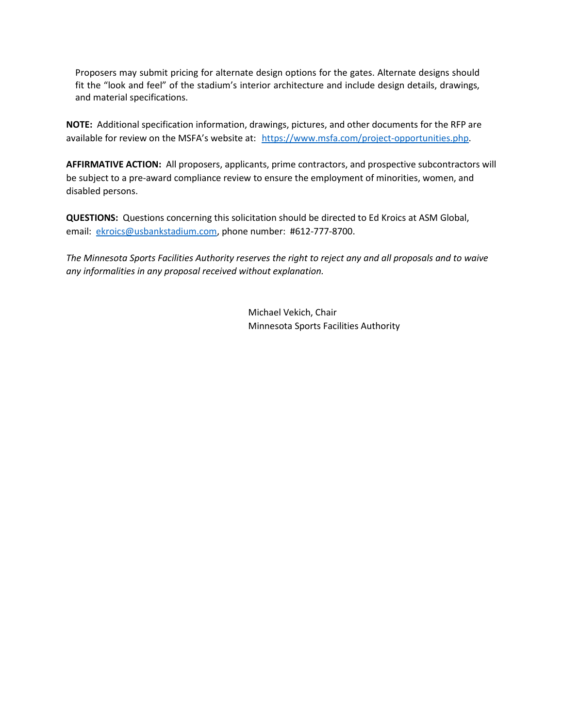Proposers may submit pricing for alternate design options for the gates. Alternate designs should fit the "look and feel" of the stadium's interior architecture and include design details, drawings, and material specifications.

**NOTE:** Additional specification information, drawings, pictures, and other documents for the RFP are available for review on the MSFA's website at: https://www.msfa.com/project-opportunities.php.

**AFFIRMATIVE ACTION:** All proposers, applicants, prime contractors, and prospective subcontractors will be subject to a pre-award compliance review to ensure the employment of minorities, women, and disabled persons.

**QUESTIONS:** Questions concerning this solicitation should be directed to Ed Kroics at ASM Global, email: ekroics@usbankstadium.com, phone number: #612-777-8700.

*The Minnesota Sports Facilities Authority reserves the right to reject any and all proposals and to waive any informalities in any proposal received without explanation.*

Michael Vekich, Chair
Minnesota Sports Facilities Authority